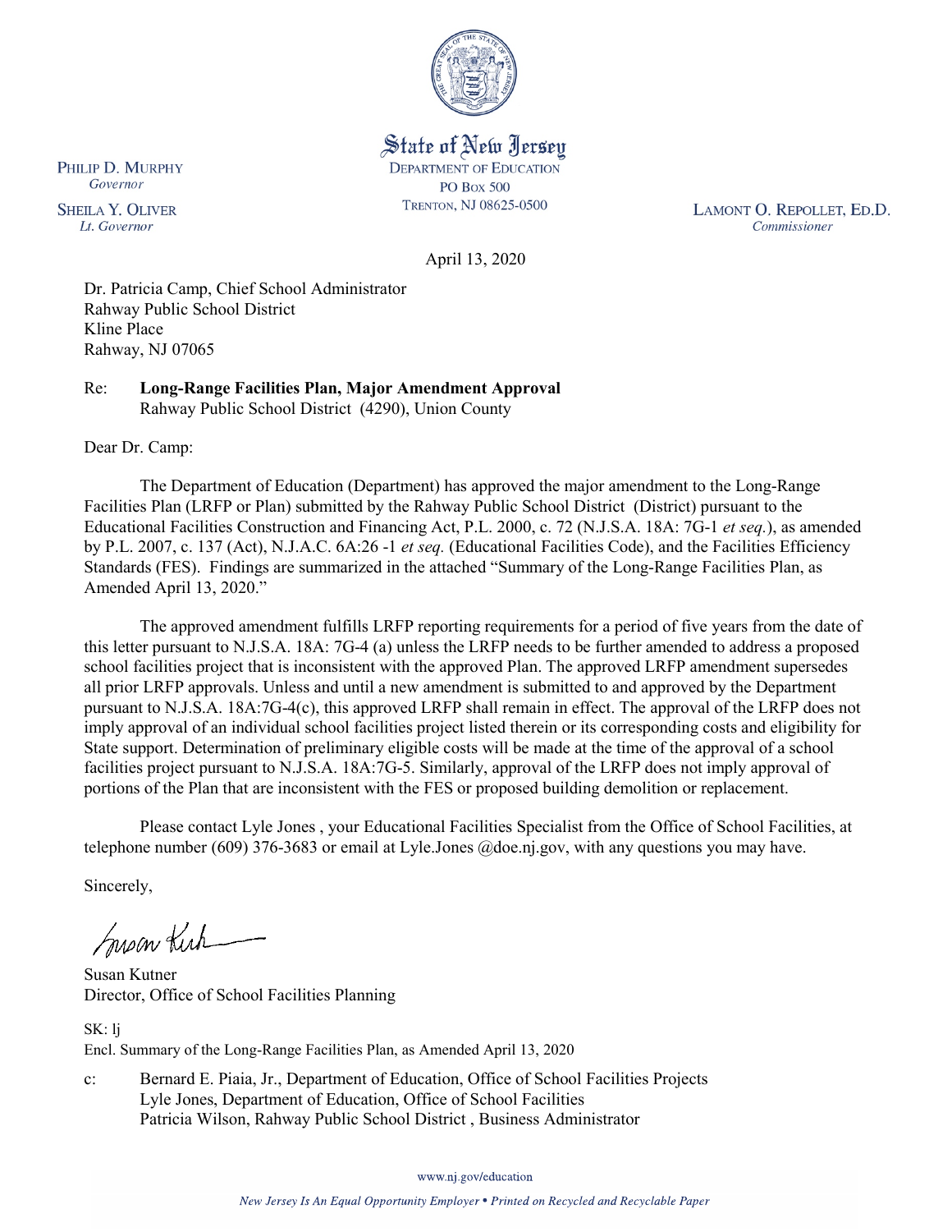State of New Jersey
DEPARTMENT OF EDUCATION
PO Box 500
TRENTON, NJ 08625-0500

PHILIP D. MURPHY
*Governor*

SHEILA Y. OLIVER
*Lt. Governor*

LAMONT O. REPOLLET, ED.D.
*Commissioner*

April 13, 2020

Dr. Patricia Camp, Chief School Administrator
Rahway Public School District
Kline Place
Rahway, NJ 07065

Re: **Long-Range Facilities Plan, Major Amendment Approval**
Rahway Public School District (4290), Union County

Dear Dr. Camp:

The Department of Education (Department) has approved the major amendment to the Long-Range Facilities Plan (LRFP or Plan) submitted by the Rahway Public School District (District) pursuant to the Educational Facilities Construction and Financing Act, P.L. 2000, c. 72 (N.J.S.A. 18A: 7G-1 *et seq.*), as amended by P.L. 2007, c. 137 (Act), N.J.A.C. 6A:26 -1 *et seq.* (Educational Facilities Code), and the Facilities Efficiency Standards (FES). Findings are summarized in the attached "Summary of the Long-Range Facilities Plan, as Amended April 13, 2020."

The approved amendment fulfills LRFP reporting requirements for a period of five years from the date of this letter pursuant to N.J.S.A. 18A: 7G-4 (a) unless the LRFP needs to be further amended to address a proposed school facilities project that is inconsistent with the approved Plan. The approved LRFP amendment supersedes all prior LRFP approvals. Unless and until a new amendment is submitted to and approved by the Department pursuant to N.J.S.A. 18A:7G-4(c), this approved LRFP shall remain in effect. The approval of the LRFP does not imply approval of an individual school facilities project listed therein or its corresponding costs and eligibility for State support. Determination of preliminary eligible costs will be made at the time of the approval of a school facilities project pursuant to N.J.S.A. 18A:7G-5. Similarly, approval of the LRFP does not imply approval of portions of the Plan that are inconsistent with the FES or proposed building demolition or replacement.

Please contact Lyle Jones , your Educational Facilities Specialist from the Office of School Facilities, at telephone number (609) 376-3683 or email at Lyle.Jones @doe.nj.gov, with any questions you may have.

Sincerely,

Susan Kutner
Director, Office of School Facilities Planning

SK: lj
Encl. Summary of the Long-Range Facilities Plan, as Amended April 13, 2020

c: Bernard E. Piaia, Jr., Department of Education, Office of School Facilities Projects
Lyle Jones, Department of Education, Office of School Facilities
Patricia Wilson, Rahway Public School District , Business Administrator

www.nj.gov/education

*New Jersey Is An Equal Opportunity Employer • Printed on Recycled and Recyclable Paper*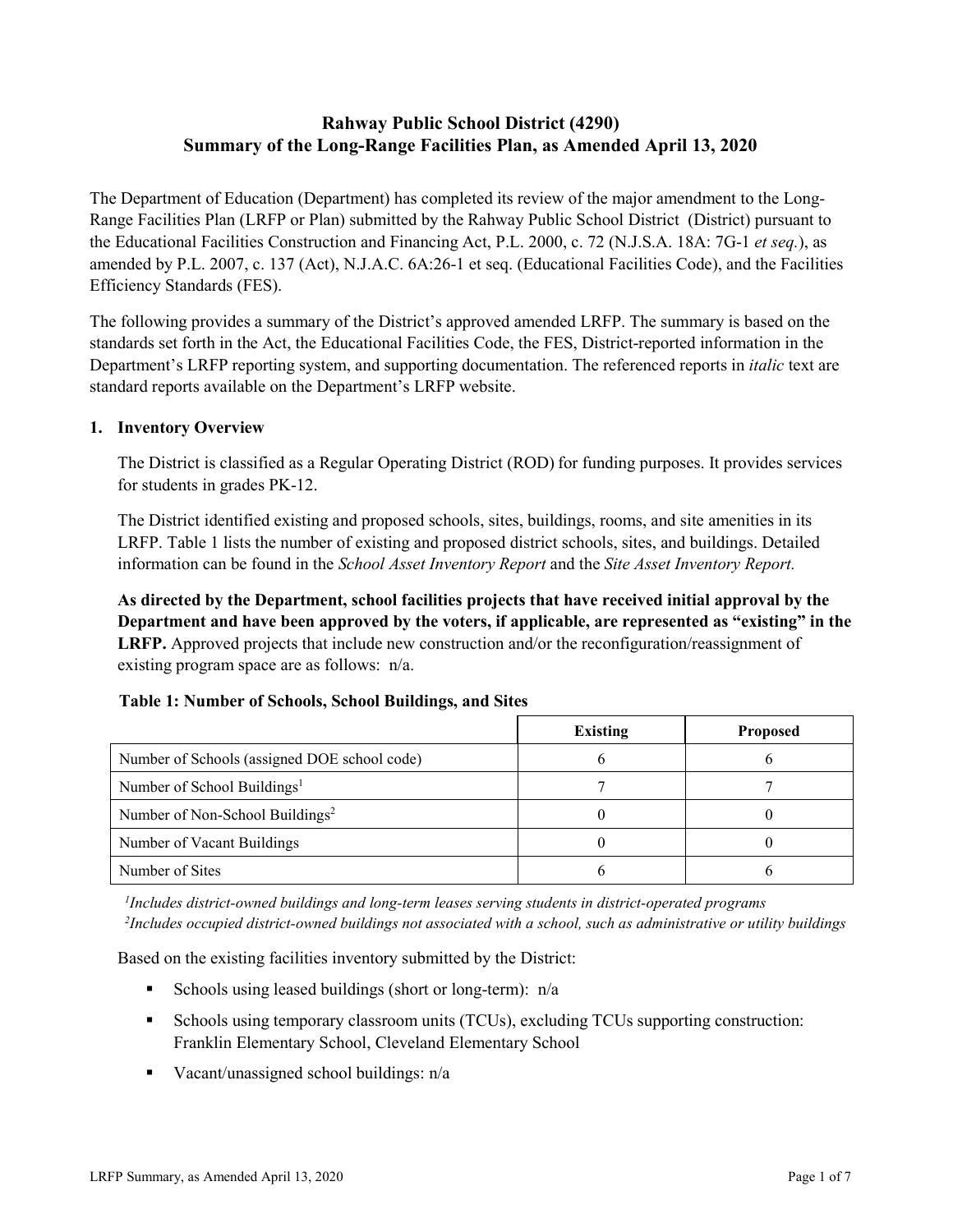# Rahway Public School District (4290)
# Summary of the Long-Range Facilities Plan, as Amended April 13, 2020

The Department of Education (Department) has completed its review of the major amendment to the Long-Range Facilities Plan (LRFP or Plan) submitted by the Rahway Public School District (District) pursuant to the Educational Facilities Construction and Financing Act, P.L. 2000, c. 72 (N.J.S.A. 18A: 7G-1 *et seq.*), as amended by P.L. 2007, c. 137 (Act), N.J.A.C. 6A:26-1 et seq. (Educational Facilities Code), and the Facilities Efficiency Standards (FES).

The following provides a summary of the District's approved amended LRFP. The summary is based on the standards set forth in the Act, the Educational Facilities Code, the FES, District-reported information in the Department's LRFP reporting system, and supporting documentation. The referenced reports in *italic* text are standard reports available on the Department's LRFP website.

## 1. Inventory Overview

The District is classified as a Regular Operating District (ROD) for funding purposes. It provides services for students in grades PK-12.

The District identified existing and proposed schools, sites, buildings, rooms, and site amenities in its LRFP. Table 1 lists the number of existing and proposed district schools, sites, and buildings. Detailed information can be found in the *School Asset Inventory Report* and the *Site Asset Inventory Report.*

**As directed by the Department, school facilities projects that have received initial approval by the Department and have been approved by the voters, if applicable, are represented as "existing" in the LRFP.** Approved projects that include new construction and/or the reconfiguration/reassignment of existing program space are as follows: n/a.

**Table 1: Number of Schools, School Buildings, and Sites**

| | Existing | Proposed |
|---|---|---|
| Number of Schools (assigned DOE school code) | 6 | 6 |
| Number of School Buildings[1] | 7 | 7 |
| Number of Non-School Buildings[2] | 0 | 0 |
| Number of Vacant Buildings | 0 | 0 |
| Number of Sites | 6 | 6 |

*[1]Includes district-owned buildings and long-term leases serving students in district-operated programs*
*[2]Includes occupied district-owned buildings not associated with a school, such as administrative or utility buildings*

Based on the existing facilities inventory submitted by the District:

- Schools using leased buildings (short or long-term): n/a
- Schools using temporary classroom units (TCUs), excluding TCUs supporting construction: Franklin Elementary School, Cleveland Elementary School
- Vacant/unassigned school buildings: n/a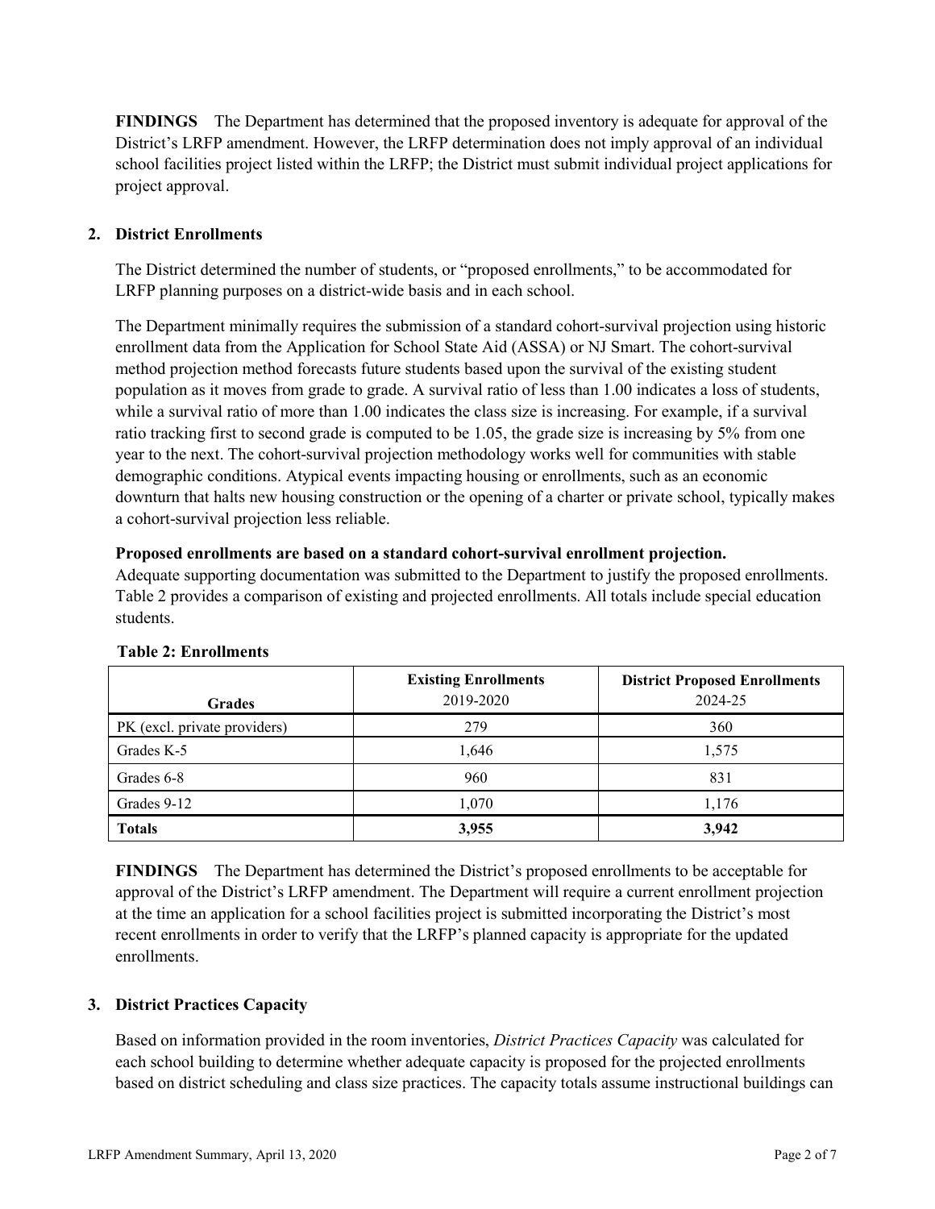**FINDINGS** The Department has determined that the proposed inventory is adequate for approval of the District's LRFP amendment. However, the LRFP determination does not imply approval of an individual school facilities project listed within the LRFP; the District must submit individual project applications for project approval.

## 2. District Enrollments

The District determined the number of students, or "proposed enrollments," to be accommodated for LRFP planning purposes on a district-wide basis and in each school.

The Department minimally requires the submission of a standard cohort-survival projection using historic enrollment data from the Application for School State Aid (ASSA) or NJ Smart. The cohort-survival method projection method forecasts future students based upon the survival of the existing student population as it moves from grade to grade. A survival ratio of less than 1.00 indicates a loss of students, while a survival ratio of more than 1.00 indicates the class size is increasing. For example, if a survival ratio tracking first to second grade is computed to be 1.05, the grade size is increasing by 5% from one year to the next. The cohort-survival projection methodology works well for communities with stable demographic conditions. Atypical events impacting housing or enrollments, such as an economic downturn that halts new housing construction or the opening of a charter or private school, typically makes a cohort-survival projection less reliable.

**Proposed enrollments are based on a standard cohort-survival enrollment projection.**
Adequate supporting documentation was submitted to the Department to justify the proposed enrollments. Table 2 provides a comparison of existing and projected enrollments. All totals include special education students.

**Table 2: Enrollments**

| Grades | Existing Enrollments 2019-2020 | District Proposed Enrollments 2024-25 |
|---|---|---|
| PK (excl. private providers) | 279 | 360 |
| Grades K-5 | 1,646 | 1,575 |
| Grades 6-8 | 960 | 831 |
| Grades 9-12 | 1,070 | 1,176 |
| **Totals** | **3,955** | **3,942** |

**FINDINGS** The Department has determined the District's proposed enrollments to be acceptable for approval of the District's LRFP amendment. The Department will require a current enrollment projection at the time an application for a school facilities project is submitted incorporating the District's most recent enrollments in order to verify that the LRFP's planned capacity is appropriate for the updated enrollments.

## 3. District Practices Capacity

Based on information provided in the room inventories, *District Practices Capacity* was calculated for each school building to determine whether adequate capacity is proposed for the projected enrollments based on district scheduling and class size practices. The capacity totals assume instructional buildings can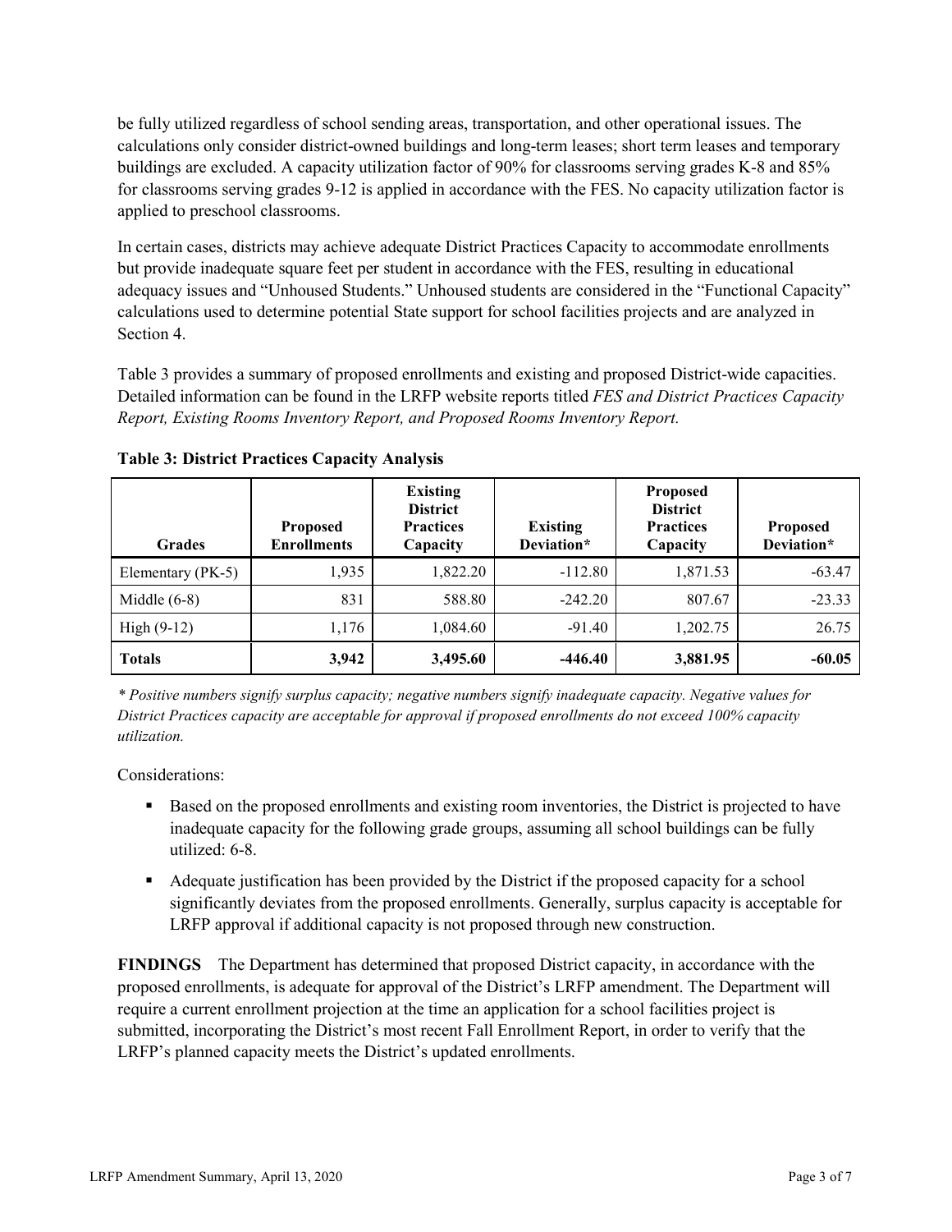be fully utilized regardless of school sending areas, transportation, and other operational issues. The calculations only consider district-owned buildings and long-term leases; short term leases and temporary buildings are excluded. A capacity utilization factor of 90% for classrooms serving grades K-8 and 85% for classrooms serving grades 9-12 is applied in accordance with the FES. No capacity utilization factor is applied to preschool classrooms.

In certain cases, districts may achieve adequate District Practices Capacity to accommodate enrollments but provide inadequate square feet per student in accordance with the FES, resulting in educational adequacy issues and "Unhoused Students." Unhoused students are considered in the "Functional Capacity" calculations used to determine potential State support for school facilities projects and are analyzed in Section 4.

Table 3 provides a summary of proposed enrollments and existing and proposed District-wide capacities. Detailed information can be found in the LRFP website reports titled *FES and District Practices Capacity Report, Existing Rooms Inventory Report, and Proposed Rooms Inventory Report.*

**Table 3: District Practices Capacity Analysis**

| Grades | Proposed Enrollments | Existing District Practices Capacity | Existing Deviation* | Proposed District Practices Capacity | Proposed Deviation* |
|---|---|---|---|---|---|
| Elementary (PK-5) | 1,935 | 1,822.20 | -112.80 | 1,871.53 | -63.47 |
| Middle (6-8) | 831 | 588.80 | -242.20 | 807.67 | -23.33 |
| High (9-12) | 1,176 | 1,084.60 | -91.40 | 1,202.75 | 26.75 |
| **Totals** | **3,942** | **3,495.60** | **-446.40** | **3,881.95** | **-60.05** |

*\* Positive numbers signify surplus capacity; negative numbers signify inadequate capacity. Negative values for District Practices capacity are acceptable for approval if proposed enrollments do not exceed 100% capacity utilization.*

Considerations:

- Based on the proposed enrollments and existing room inventories, the District is projected to have inadequate capacity for the following grade groups, assuming all school buildings can be fully utilized: 6-8.
- Adequate justification has been provided by the District if the proposed capacity for a school significantly deviates from the proposed enrollments. Generally, surplus capacity is acceptable for LRFP approval if additional capacity is not proposed through new construction.

**FINDINGS** The Department has determined that proposed District capacity, in accordance with the proposed enrollments, is adequate for approval of the District's LRFP amendment. The Department will require a current enrollment projection at the time an application for a school facilities project is submitted, incorporating the District's most recent Fall Enrollment Report, in order to verify that the LRFP's planned capacity meets the District's updated enrollments.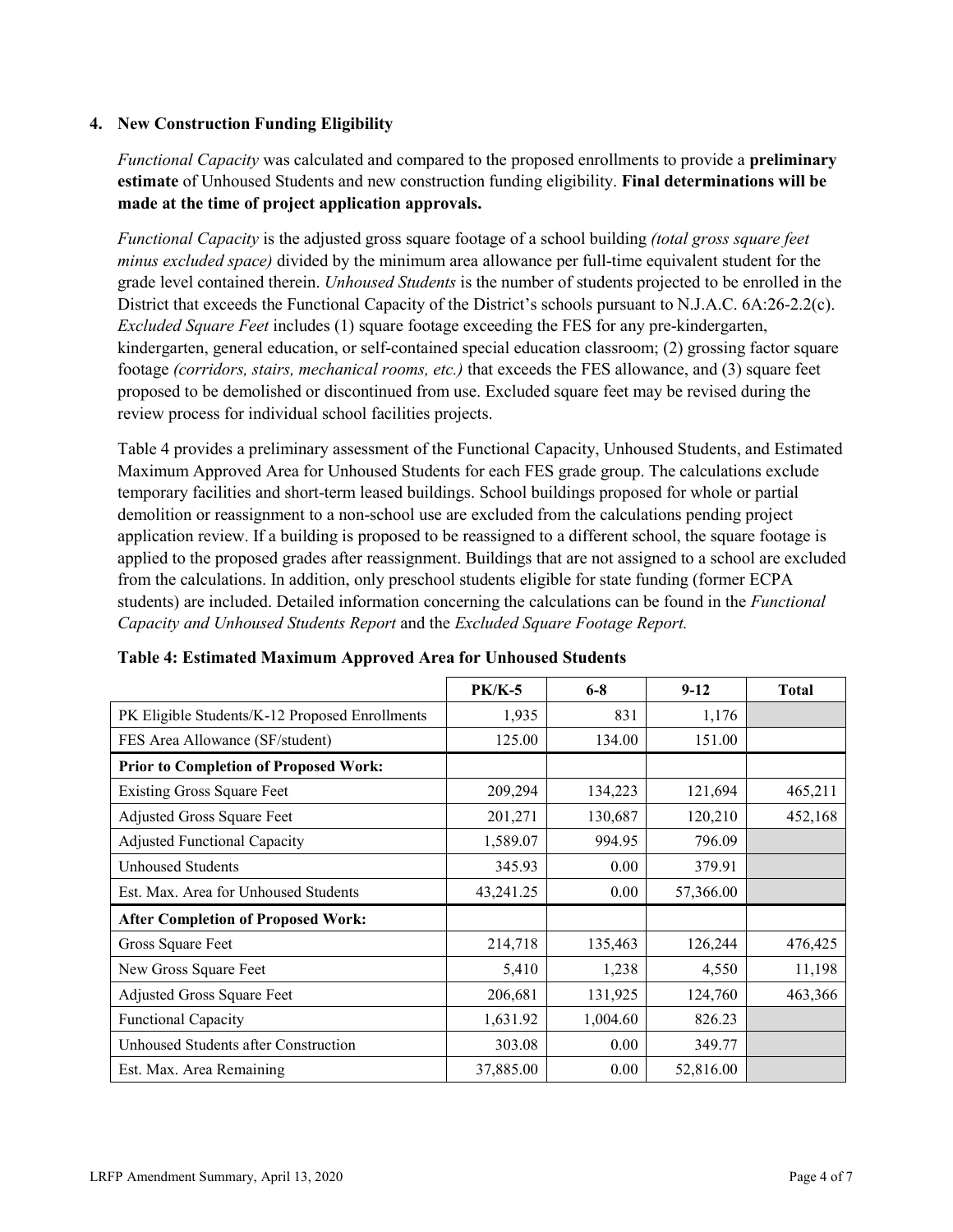## 4. New Construction Funding Eligibility

*Functional Capacity* was calculated and compared to the proposed enrollments to provide a **preliminary estimate** of Unhoused Students and new construction funding eligibility. **Final determinations will be made at the time of project application approvals.**

*Functional Capacity* is the adjusted gross square footage of a school building *(total gross square feet minus excluded space)* divided by the minimum area allowance per full-time equivalent student for the grade level contained therein. *Unhoused Students* is the number of students projected to be enrolled in the District that exceeds the Functional Capacity of the District's schools pursuant to N.J.A.C. 6A:26-2.2(c). *Excluded Square Feet* includes (1) square footage exceeding the FES for any pre-kindergarten, kindergarten, general education, or self-contained special education classroom; (2) grossing factor square footage *(corridors, stairs, mechanical rooms, etc.)* that exceeds the FES allowance, and (3) square feet proposed to be demolished or discontinued from use. Excluded square feet may be revised during the review process for individual school facilities projects.

Table 4 provides a preliminary assessment of the Functional Capacity, Unhoused Students, and Estimated Maximum Approved Area for Unhoused Students for each FES grade group. The calculations exclude temporary facilities and short-term leased buildings. School buildings proposed for whole or partial demolition or reassignment to a non-school use are excluded from the calculations pending project application review. If a building is proposed to be reassigned to a different school, the square footage is applied to the proposed grades after reassignment. Buildings that are not assigned to a school are excluded from the calculations. In addition, only preschool students eligible for state funding (former ECPA students) are included. Detailed information concerning the calculations can be found in the *Functional Capacity and Unhoused Students Report* and the *Excluded Square Footage Report.*

**Table 4: Estimated Maximum Approved Area for Unhoused Students**

| | PK/K-5 | 6-8 | 9-12 | Total |
|---|---|---|---|---|
| PK Eligible Students/K-12 Proposed Enrollments | 1,935 | 831 | 1,176 | |
| FES Area Allowance (SF/student) | 125.00 | 134.00 | 151.00 | |
| **Prior to Completion of Proposed Work:** | | | | |
| Existing Gross Square Feet | 209,294 | 134,223 | 121,694 | 465,211 |
| Adjusted Gross Square Feet | 201,271 | 130,687 | 120,210 | 452,168 |
| Adjusted Functional Capacity | 1,589.07 | 994.95 | 796.09 | |
| Unhoused Students | 345.93 | 0.00 | 379.91 | |
| Est. Max. Area for Unhoused Students | 43,241.25 | 0.00 | 57,366.00 | |
| **After Completion of Proposed Work:** | | | | |
| Gross Square Feet | 214,718 | 135,463 | 126,244 | 476,425 |
| New Gross Square Feet | 5,410 | 1,238 | 4,550 | 11,198 |
| Adjusted Gross Square Feet | 206,681 | 131,925 | 124,760 | 463,366 |
| Functional Capacity | 1,631.92 | 1,004.60 | 826.23 | |
| Unhoused Students after Construction | 303.08 | 0.00 | 349.77 | |
| Est. Max. Area Remaining | 37,885.00 | 0.00 | 52,816.00 | |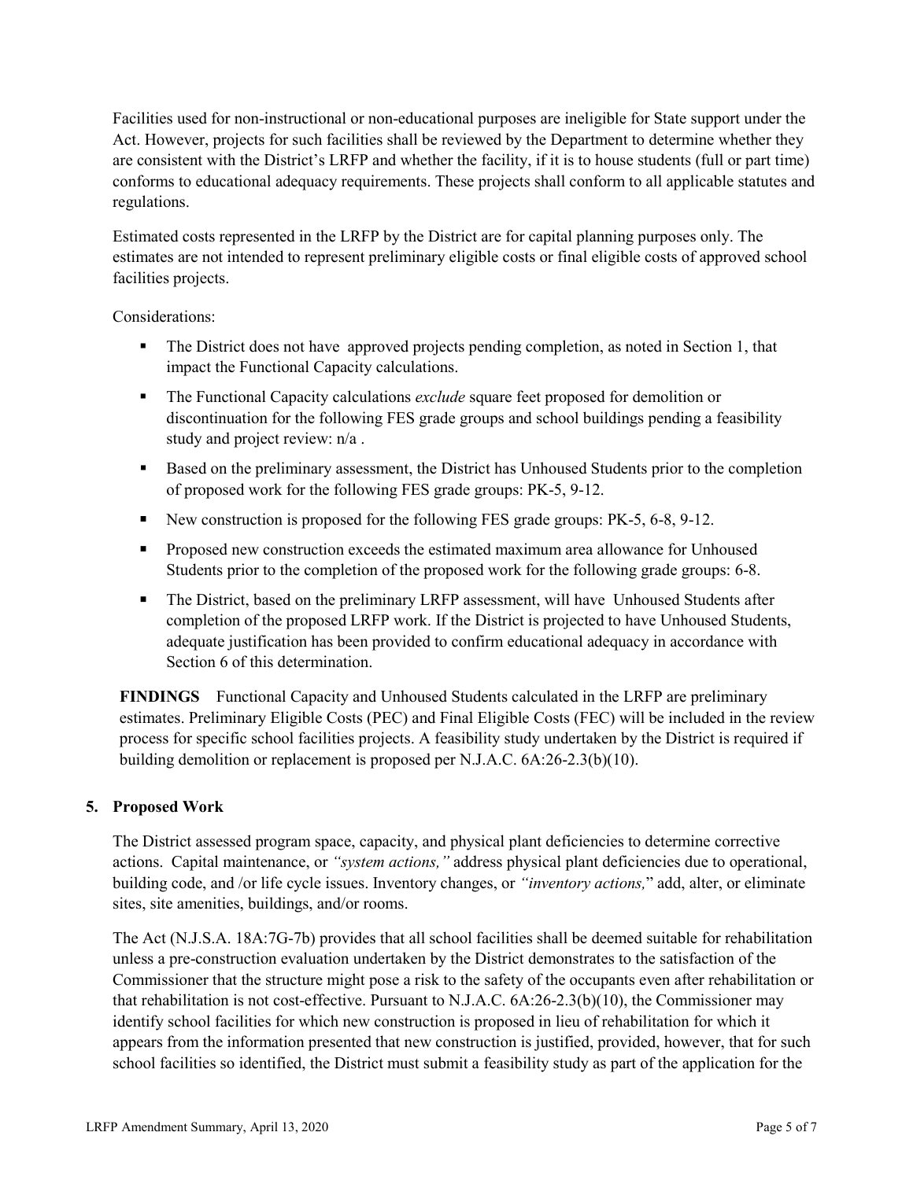Facilities used for non-instructional or non-educational purposes are ineligible for State support under the Act. However, projects for such facilities shall be reviewed by the Department to determine whether they are consistent with the District's LRFP and whether the facility, if it is to house students (full or part time) conforms to educational adequacy requirements. These projects shall conform to all applicable statutes and regulations.

Estimated costs represented in the LRFP by the District are for capital planning purposes only. The estimates are not intended to represent preliminary eligible costs or final eligible costs of approved school facilities projects.

Considerations:

- The District does not have approved projects pending completion, as noted in Section 1, that impact the Functional Capacity calculations.
- The Functional Capacity calculations *exclude* square feet proposed for demolition or discontinuation for the following FES grade groups and school buildings pending a feasibility study and project review: n/a .
- Based on the preliminary assessment, the District has Unhoused Students prior to the completion of proposed work for the following FES grade groups: PK-5, 9-12.
- New construction is proposed for the following FES grade groups: PK-5, 6-8, 9-12.
- Proposed new construction exceeds the estimated maximum area allowance for Unhoused Students prior to the completion of the proposed work for the following grade groups: 6-8.
- The District, based on the preliminary LRFP assessment, will have Unhoused Students after completion of the proposed LRFP work. If the District is projected to have Unhoused Students, adequate justification has been provided to confirm educational adequacy in accordance with Section 6 of this determination.

**FINDINGS** Functional Capacity and Unhoused Students calculated in the LRFP are preliminary estimates. Preliminary Eligible Costs (PEC) and Final Eligible Costs (FEC) will be included in the review process for specific school facilities projects. A feasibility study undertaken by the District is required if building demolition or replacement is proposed per N.J.A.C. 6A:26-2.3(b)(10).

## 5. Proposed Work

The District assessed program space, capacity, and physical plant deficiencies to determine corrective actions. Capital maintenance, or *"system actions,"* address physical plant deficiencies due to operational, building code, and /or life cycle issues. Inventory changes, or *"inventory actions,"* add, alter, or eliminate sites, site amenities, buildings, and/or rooms.

The Act (N.J.S.A. 18A:7G-7b) provides that all school facilities shall be deemed suitable for rehabilitation unless a pre-construction evaluation undertaken by the District demonstrates to the satisfaction of the Commissioner that the structure might pose a risk to the safety of the occupants even after rehabilitation or that rehabilitation is not cost-effective. Pursuant to N.J.A.C. 6A:26-2.3(b)(10), the Commissioner may identify school facilities for which new construction is proposed in lieu of rehabilitation for which it appears from the information presented that new construction is justified, provided, however, that for such school facilities so identified, the District must submit a feasibility study as part of the application for the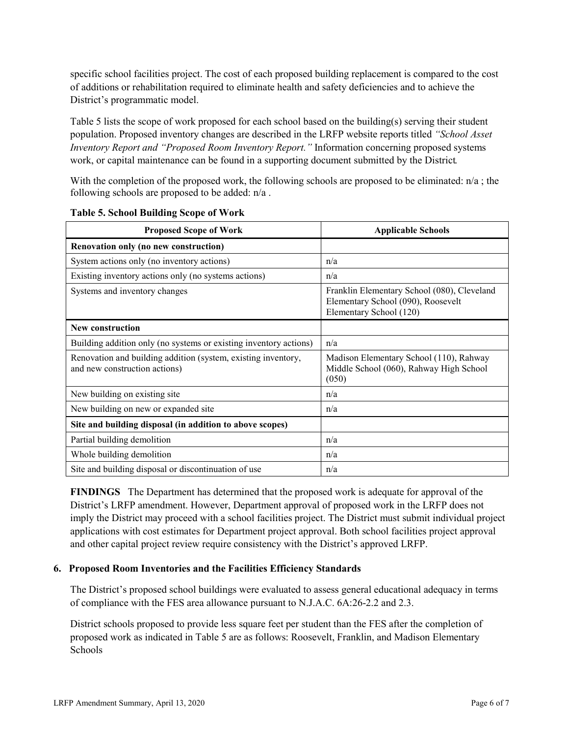specific school facilities project. The cost of each proposed building replacement is compared to the cost of additions or rehabilitation required to eliminate health and safety deficiencies and to achieve the District's programmatic model.

Table 5 lists the scope of work proposed for each school based on the building(s) serving their student population. Proposed inventory changes are described in the LRFP website reports titled *"School Asset Inventory Report and "Proposed Room Inventory Report."* Information concerning proposed systems work, or capital maintenance can be found in a supporting document submitted by the District.

With the completion of the proposed work, the following schools are proposed to be eliminated: n/a ; the following schools are proposed to be added: n/a .

**Table 5. School Building Scope of Work**

| Proposed Scope of Work | Applicable Schools |
|---|---|
| **Renovation only (no new construction)** | |
| System actions only (no inventory actions) | n/a |
| Existing inventory actions only (no systems actions) | n/a |
| Systems and inventory changes | Franklin Elementary School (080), Cleveland Elementary School (090), Roosevelt Elementary School (120) |
| **New construction** | |
| Building addition only (no systems or existing inventory actions) | n/a |
| Renovation and building addition (system, existing inventory, and new construction actions) | Madison Elementary School (110), Rahway Middle School (060), Rahway High School (050) |
| New building on existing site | n/a |
| New building on new or expanded site | n/a |
| **Site and building disposal (in addition to above scopes)** | |
| Partial building demolition | n/a |
| Whole building demolition | n/a |
| Site and building disposal or discontinuation of use | n/a |

**FINDINGS** The Department has determined that the proposed work is adequate for approval of the District's LRFP amendment. However, Department approval of proposed work in the LRFP does not imply the District may proceed with a school facilities project. The District must submit individual project applications with cost estimates for Department project approval. Both school facilities project approval and other capital project review require consistency with the District's approved LRFP.

### 6. Proposed Room Inventories and the Facilities Efficiency Standards

The District's proposed school buildings were evaluated to assess general educational adequacy in terms of compliance with the FES area allowance pursuant to N.J.A.C. 6A:26-2.2 and 2.3.

District schools proposed to provide less square feet per student than the FES after the completion of proposed work as indicated in Table 5 are as follows: Roosevelt, Franklin, and Madison Elementary Schools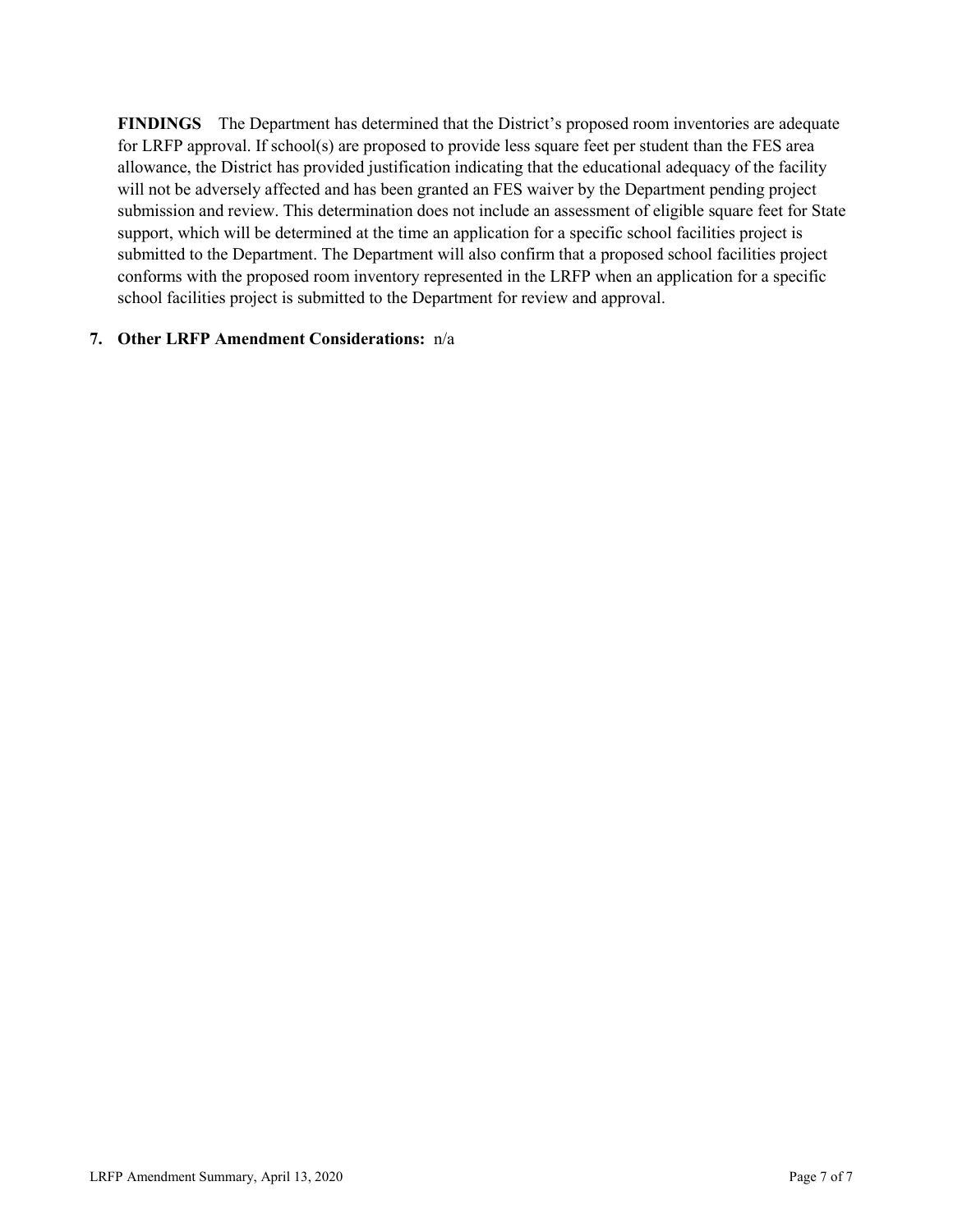**FINDINGS** The Department has determined that the District's proposed room inventories are adequate for LRFP approval. If school(s) are proposed to provide less square feet per student than the FES area allowance, the District has provided justification indicating that the educational adequacy of the facility will not be adversely affected and has been granted an FES waiver by the Department pending project submission and review. This determination does not include an assessment of eligible square feet for State support, which will be determined at the time an application for a specific school facilities project is submitted to the Department. The Department will also confirm that a proposed school facilities project conforms with the proposed room inventory represented in the LRFP when an application for a specific school facilities project is submitted to the Department for review and approval.

**7. Other LRFP Amendment Considerations:** n/a